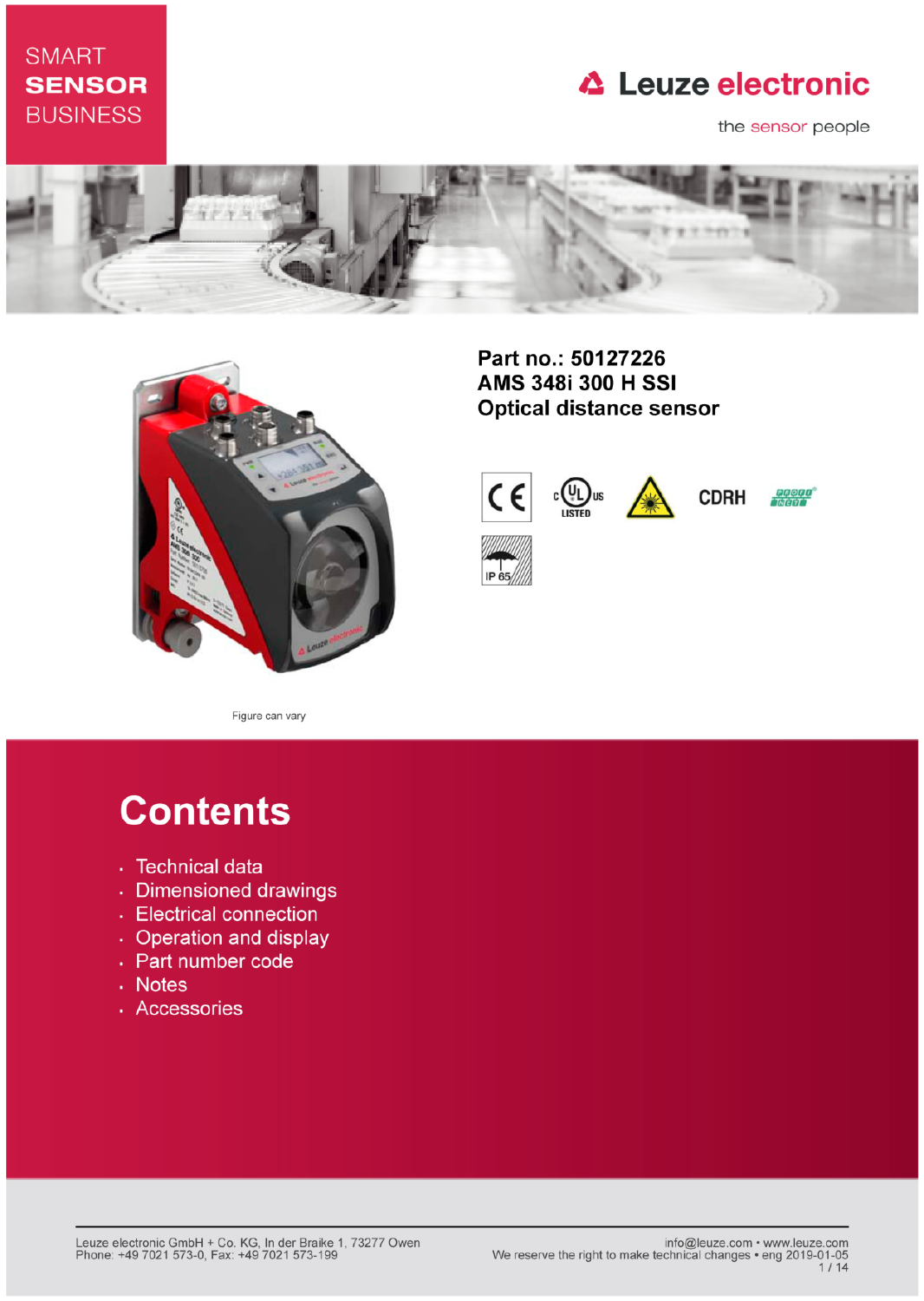SMART
**SENSOR**
BUSINESS

Leuze electronic

the sensor people

**Part no.: 50127226**
**AMS 348i 300 H SSI**
**Optical distance sensor**

Figure can vary

# Contents

- Technical data
- Dimensioned drawings
- Electrical connection
- Operation and display
- Part number code
- Notes
- Accessories

Leuze electronic GmbH + Co. KG, In der Braike 1, 73277 Owen
Phone: +49 7021 573-0, Fax: +49 7021 573-199

info@leuze.com • www.leuze.com
We reserve the right to make technical changes • eng 2019-01-05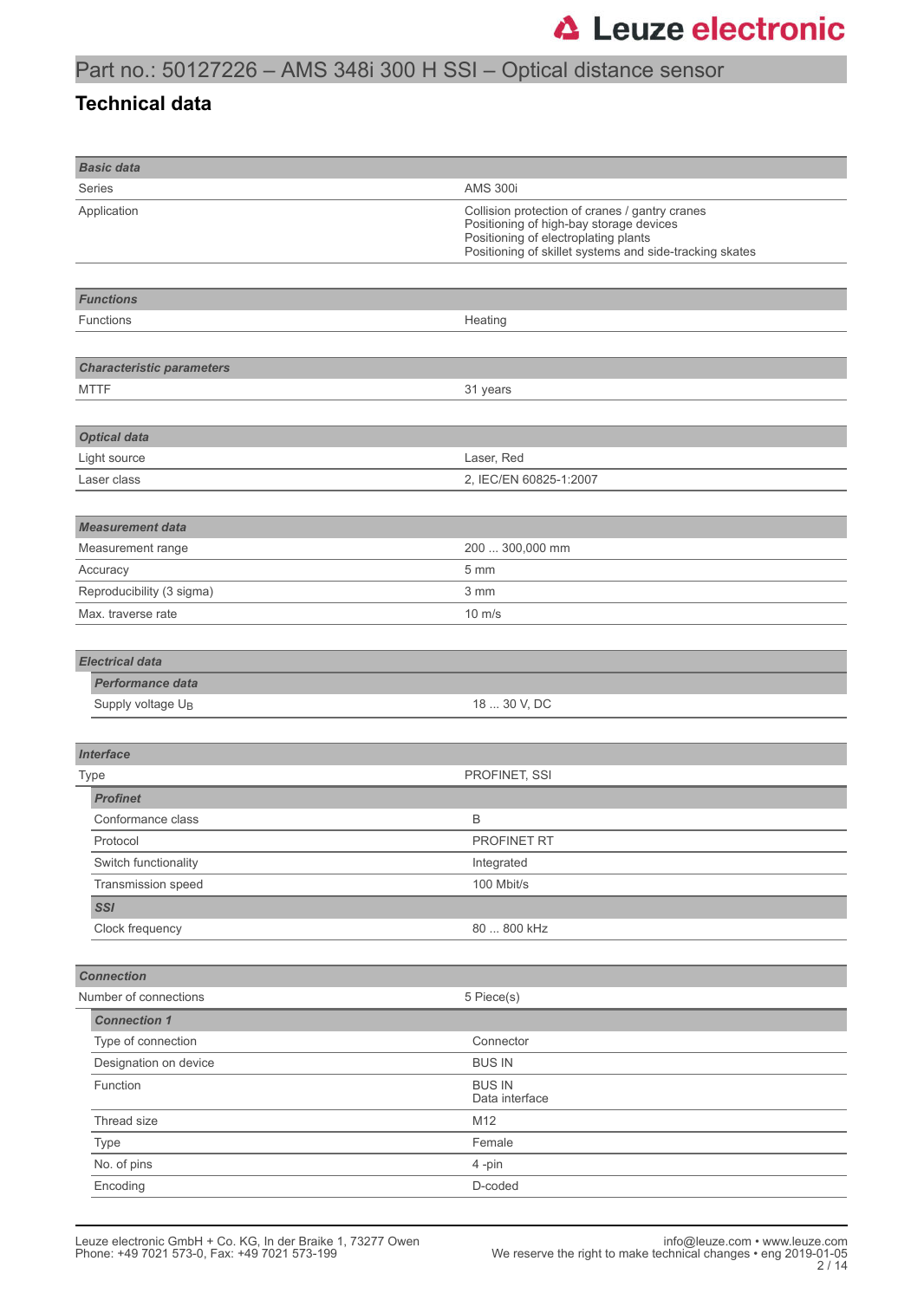## Part no.: 50127226 – AMS 348i 300 H SSI – Optical distance sensor

## Technical data

| ***Basic data*** | |
|---|---|
| Series | AMS 300i |
| Application | Collision protection of cranes / gantry cranes<br>Positioning of high-bay storage devices<br>Positioning of electroplating plants<br>Positioning of skillet systems and side-tracking skates |

| ***Functions*** | |
|---|---|
| Functions | Heating |

| ***Characteristic parameters*** | |
|---|---|
| MTTF | 31 years |

| ***Optical data*** | |
|---|---|
| Light source | Laser, Red |
| Laser class | 2, IEC/EN 60825-1:2007 |

| ***Measurement data*** | |
|---|---|
| Measurement range | 200 ... 300,000 mm |
| Accuracy | 5 mm |
| Reproducibility (3 sigma) | 3 mm |
| Max. traverse rate | 10 m/s |

| ***Electrical data*** | |
|---|---|
| ***Performance data*** | |
| Supply voltage $U_B$ | 18 ... 30 V, DC |

| ***Interface*** | |
|---|---|
| Type | PROFINET, SSI |
| ***Profinet*** | |
| Conformance class | B |
| Protocol | PROFINET RT |
| Switch functionality | Integrated |
| Transmission speed | 100 Mbit/s |
| ***SSI*** | |
| Clock frequency | 80 ... 800 kHz |

| ***Connection*** | |
|---|---|
| Number of connections | 5 Piece(s) |
| ***Connection 1*** | |
| Type of connection | Connector |
| Designation on device | BUS IN |
| Function | BUS IN<br>Data interface |
| Thread size | M12 |
| Type | Female |
| No. of pins | 4 -pin |
| Encoding | D-coded |

Leuze electronic GmbH + Co. KG, In der Braike 1, 73277 Owen
Phone: +49 7021 573-0, Fax: +49 7021 573-199

info@leuze.com • www.leuze.com
We reserve the right to make technical changes • eng 2019-01-05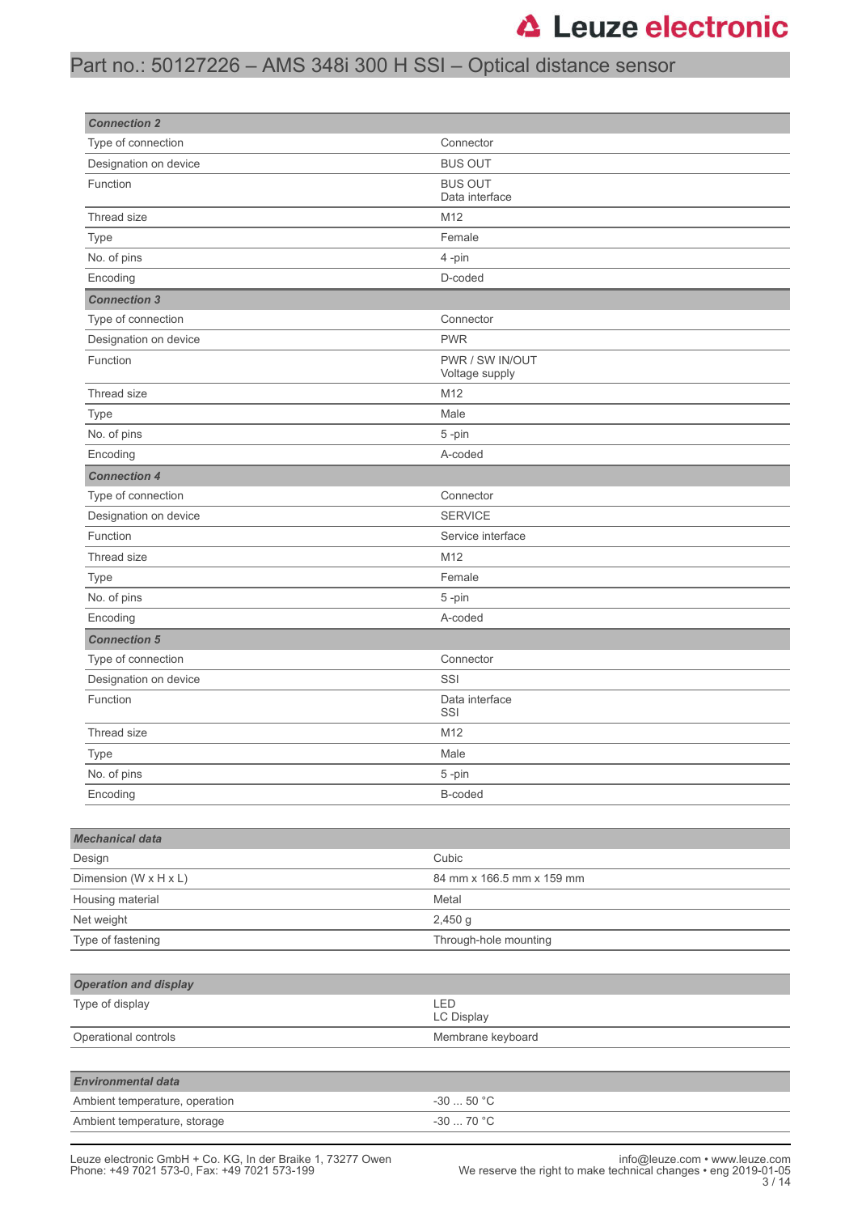| Connection 2 | |
|---|---|
| Type of connection | Connector |
| Designation on device | BUS OUT |
| Function | BUS OUT<br>Data interface |
| Thread size | M12 |
| Type | Female |
| No. of pins | 4 -pin |
| Encoding | D-coded |

| Connection 3 | |
|---|---|
| Type of connection | Connector |
| Designation on device | PWR |
| Function | PWR / SW IN/OUT<br>Voltage supply |
| Thread size | M12 |
| Type | Male |
| No. of pins | 5 -pin |
| Encoding | A-coded |

| Connection 4 | |
|---|---|
| Type of connection | Connector |
| Designation on device | SERVICE |
| Function | Service interface |
| Thread size | M12 |
| Type | Female |
| No. of pins | 5 -pin |
| Encoding | A-coded |

| Connection 5 | |
|---|---|
| Type of connection | Connector |
| Designation on device | SSI |
| Function | Data interface<br>SSI |
| Thread size | M12 |
| Type | Male |
| No. of pins | 5 -pin |
| Encoding | B-coded |

| Mechanical data | |
|---|---|
| Design | Cubic |
| Dimension (W x H x L) | 84 mm x 166.5 mm x 159 mm |
| Housing material | Metal |
| Net weight | 2,450 g |
| Type of fastening | Through-hole mounting |

| Operation and display | |
|---|---|
| Type of display | LED<br>LC Display |
| Operational controls | Membrane keyboard |

| Environmental data | |
|---|---|
| Ambient temperature, operation | -30 ... 50 °C |
| Ambient temperature, storage | -30 ... 70 °C |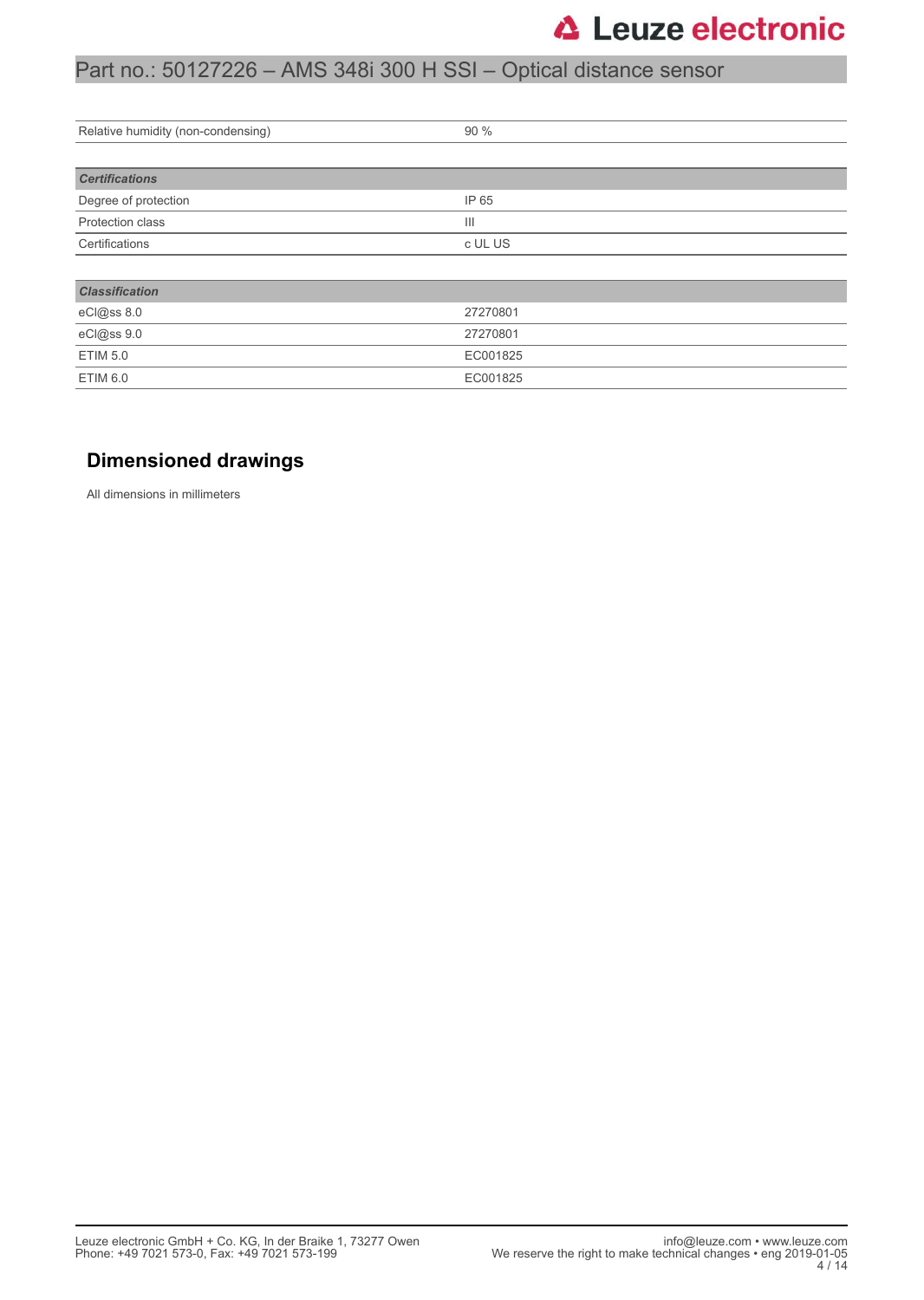| Relative humidity (non-condensing) | 90 % |
| --- | --- |

| *Certifications* | |
| --- | --- |
| Degree of protection | IP 65 |
| Protection class | III |
| Certifications | c UL US |

| *Classification* | |
| --- | --- |
| eCl@ss 8.0 | 27270801 |
| eCl@ss 9.0 | 27270801 |
| ETIM 5.0 | EC001825 |
| ETIM 6.0 | EC001825 |

## Dimensioned drawings

All dimensions in millimeters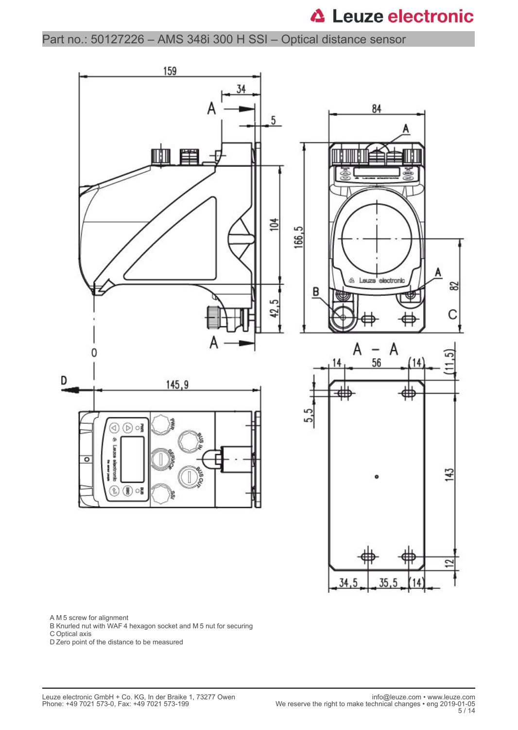Part no.: 50127226 – AMS 348i 300 H SSI – Optical distance sensor

A M 5 screw for alignment
B Knurled nut with WAF 4 hexagon socket and M 5 nut for securing
C Optical axis
D Zero point of the distance to be measured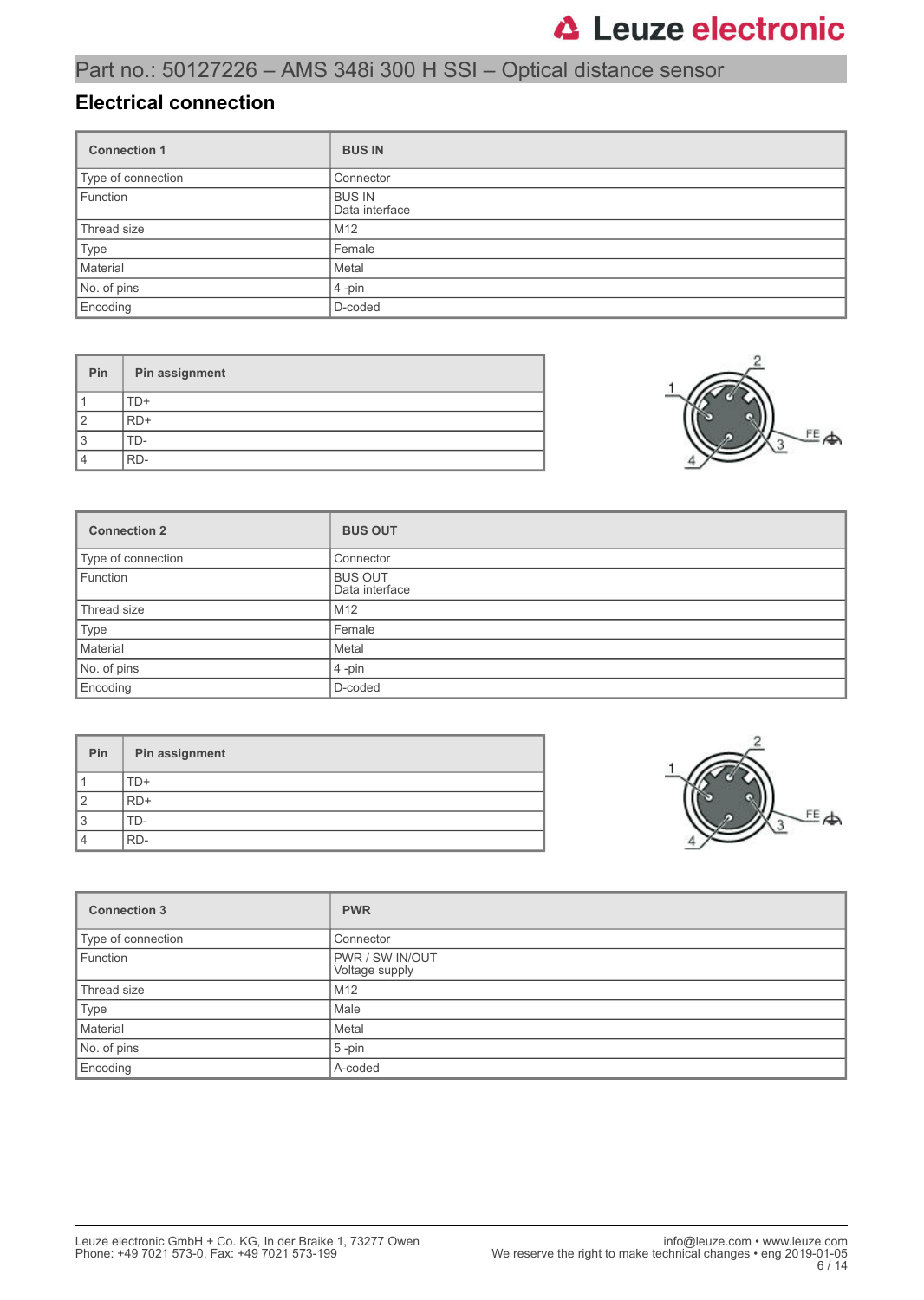## Electrical connection

| Connection 1 | BUS IN |
|---|---|
| Type of connection | Connector |
| Function | BUS IN<br>Data interface |
| Thread size | M12 |
| Type | Female |
| Material | Metal |
| No. of pins | 4 -pin |
| Encoding | D-coded |

| Pin | Pin assignment |
|---|---|
| 1 | TD+ |
| 2 | RD+ |
| 3 | TD- |
| 4 | RD- |

| Connection 2 | BUS OUT |
|---|---|
| Type of connection | Connector |
| Function | BUS OUT<br>Data interface |
| Thread size | M12 |
| Type | Female |
| Material | Metal |
| No. of pins | 4 -pin |
| Encoding | D-coded |

| Pin | Pin assignment |
|---|---|
| 1 | TD+ |
| 2 | RD+ |
| 3 | TD- |
| 4 | RD- |

| Connection 3 | PWR |
|---|---|
| Type of connection | Connector |
| Function | PWR / SW IN/OUT<br>Voltage supply |
| Thread size | M12 |
| Type | Male |
| Material | Metal |
| No. of pins | 5 -pin |
| Encoding | A-coded |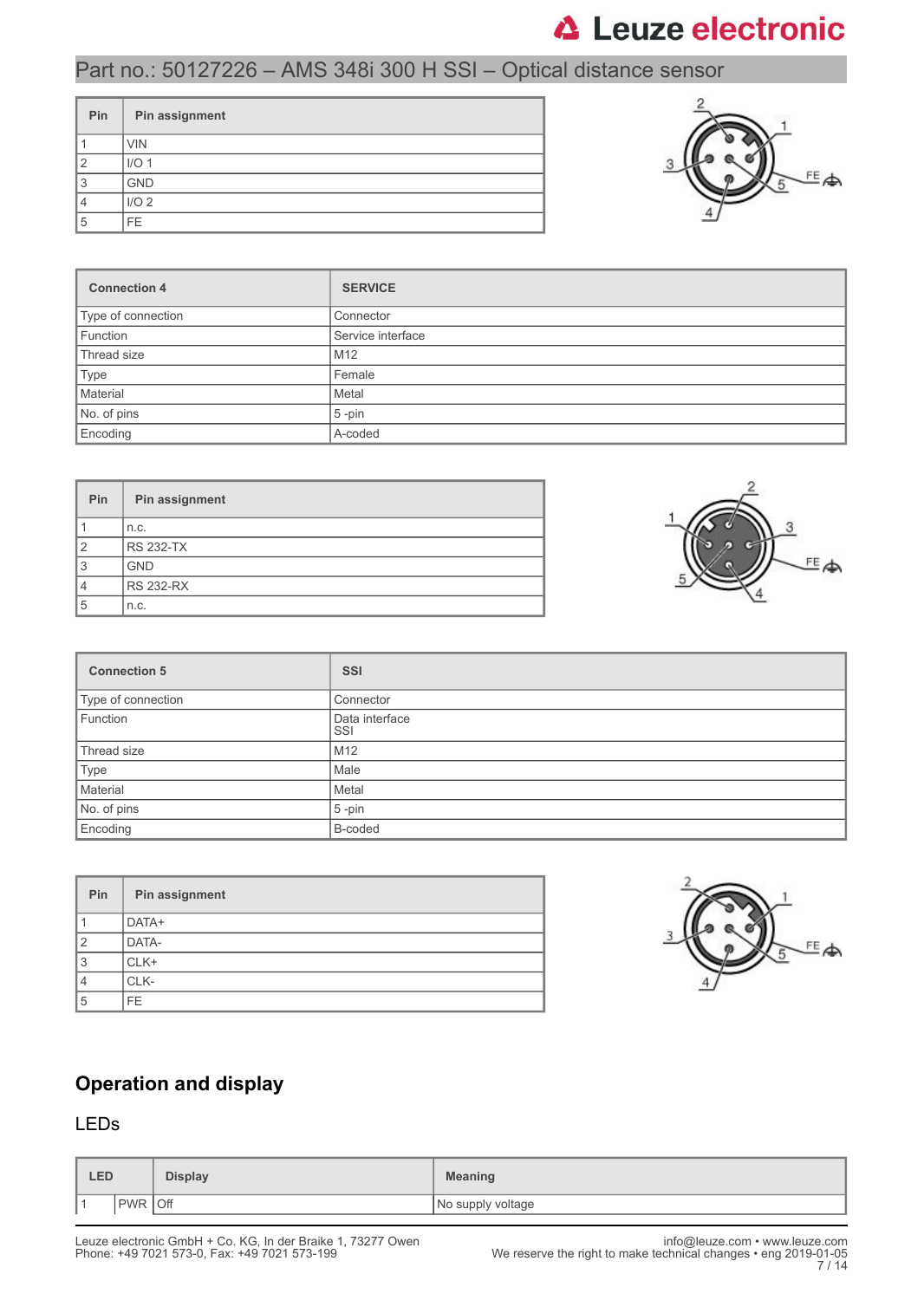## Part no.: 50127226 – AMS 348i 300 H SSI – Optical distance sensor

| Pin | Pin assignment |
|---|---|
| 1 | VIN |
| 2 | I/O 1 |
| 3 | GND |
| 4 | I/O 2 |
| 5 | FE |

| Connection 4 | SERVICE |
|---|---|
| Type of connection | Connector |
| Function | Service interface |
| Thread size | M12 |
| Type | Female |
| Material | Metal |
| No. of pins | 5 -pin |
| Encoding | A-coded |

| Pin | Pin assignment |
|---|---|
| 1 | n.c. |
| 2 | RS 232-TX |
| 3 | GND |
| 4 | RS 232-RX |
| 5 | n.c. |

| Connection 5 | SSI |
|---|---|
| Type of connection | Connector |
| Function | Data interface SSI |
| Thread size | M12 |
| Type | Male |
| Material | Metal |
| No. of pins | 5 -pin |
| Encoding | B-coded |

| Pin | Pin assignment |
|---|---|
| 1 | DATA+ |
| 2 | DATA- |
| 3 | CLK+ |
| 4 | CLK- |
| 5 | FE |

## Operation and display

### LEDs

| LED | | Display | Meaning |
|---|---|---|---|
| 1 | PWR | Off | No supply voltage |

Leuze electronic GmbH + Co. KG, In der Braike 1, 73277 Owen
Phone: +49 7021 573-0, Fax: +49 7021 573-199

info@leuze.com • www.leuze.com
We reserve the right to make technical changes • eng 2019-01-05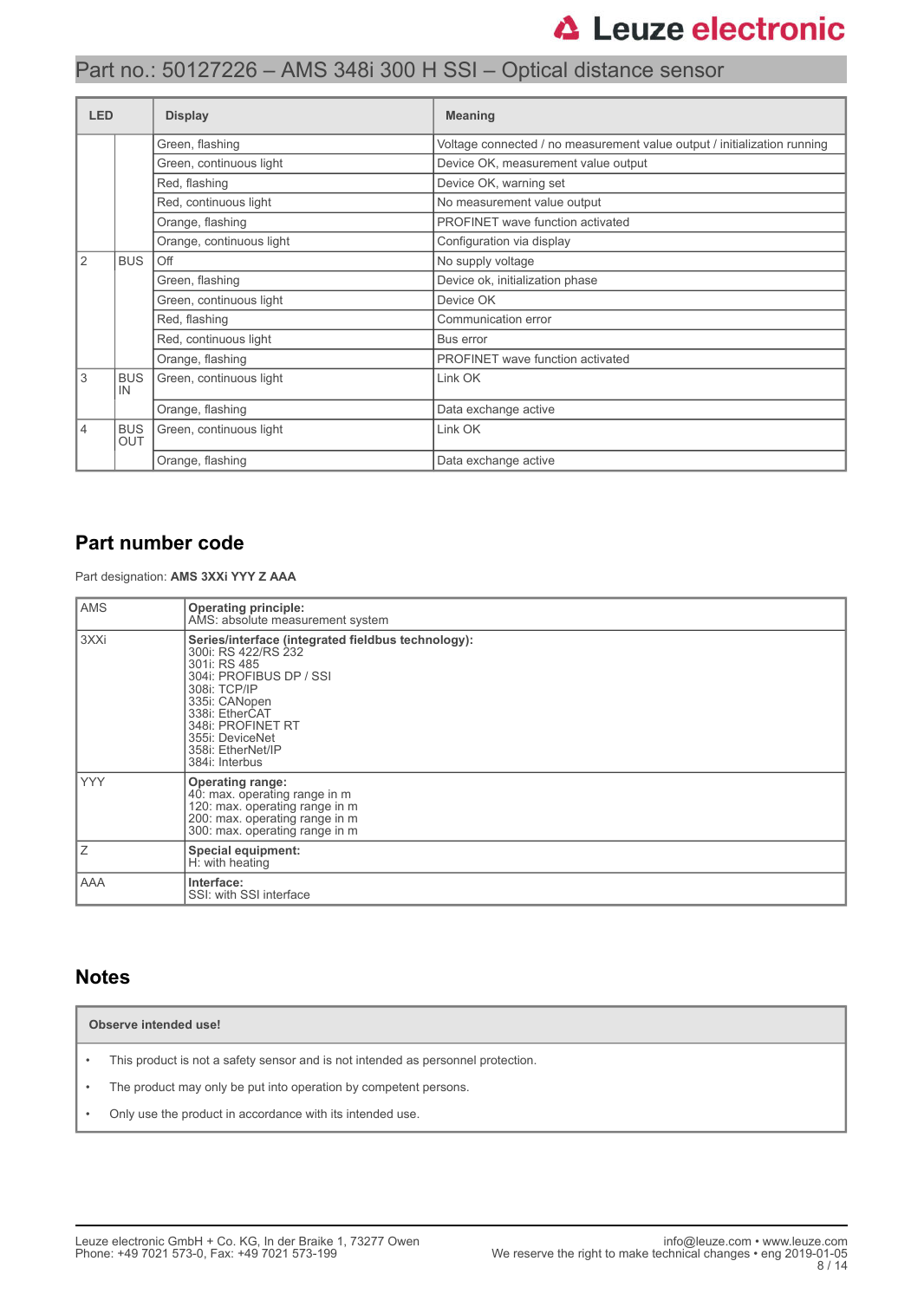| LED | | Display | Meaning |
|---|---|---|---|
| | | Green, flashing | Voltage connected / no measurement value output / initialization running |
| | | Green, continuous light | Device OK, measurement value output |
| | | Red, flashing | Device OK, warning set |
| | | Red, continuous light | No measurement value output |
| | | Orange, flashing | PROFINET wave function activated |
| | | Orange, continuous light | Configuration via display |
| 2 | BUS | Off | No supply voltage |
| | | Green, flashing | Device ok, initialization phase |
| | | Green, continuous light | Device OK |
| | | Red, flashing | Communication error |
| | | Red, continuous light | Bus error |
| | | Orange, flashing | PROFINET wave function activated |
| 3 | BUS IN | Green, continuous light | Link OK |
| | | Orange, flashing | Data exchange active |
| 4 | BUS OUT | Green, continuous light | Link OK |
| | | Orange, flashing | Data exchange active |

## Part number code

Part designation: **AMS 3XXi YYY Z AAA**

| | |
|---|---|
| AMS | **Operating principle:**<br>AMS: absolute measurement system |
| 3XXi | **Series/interface (integrated fieldbus technology):**<br>300i: RS 422/RS 232<br>301i: RS 485<br>304i: PROFIBUS DP / SSI<br>308i: TCP/IP<br>335i: CANopen<br>338i: EtherCAT<br>348i: PROFINET RT<br>355i: DeviceNet<br>358i: EtherNet/IP<br>384i: Interbus |
| YYY | **Operating range:**<br>40: max. operating range in m<br>120: max. operating range in m<br>200: max. operating range in m<br>300: max. operating range in m |
| Z | **Special equipment:**<br>H: with heating |
| AAA | **Interface:**<br>SSI: with SSI interface |

## Notes

**Observe intended use!**

- This product is not a safety sensor and is not intended as personnel protection.
- The product may only be put into operation by competent persons.
- Only use the product in accordance with its intended use.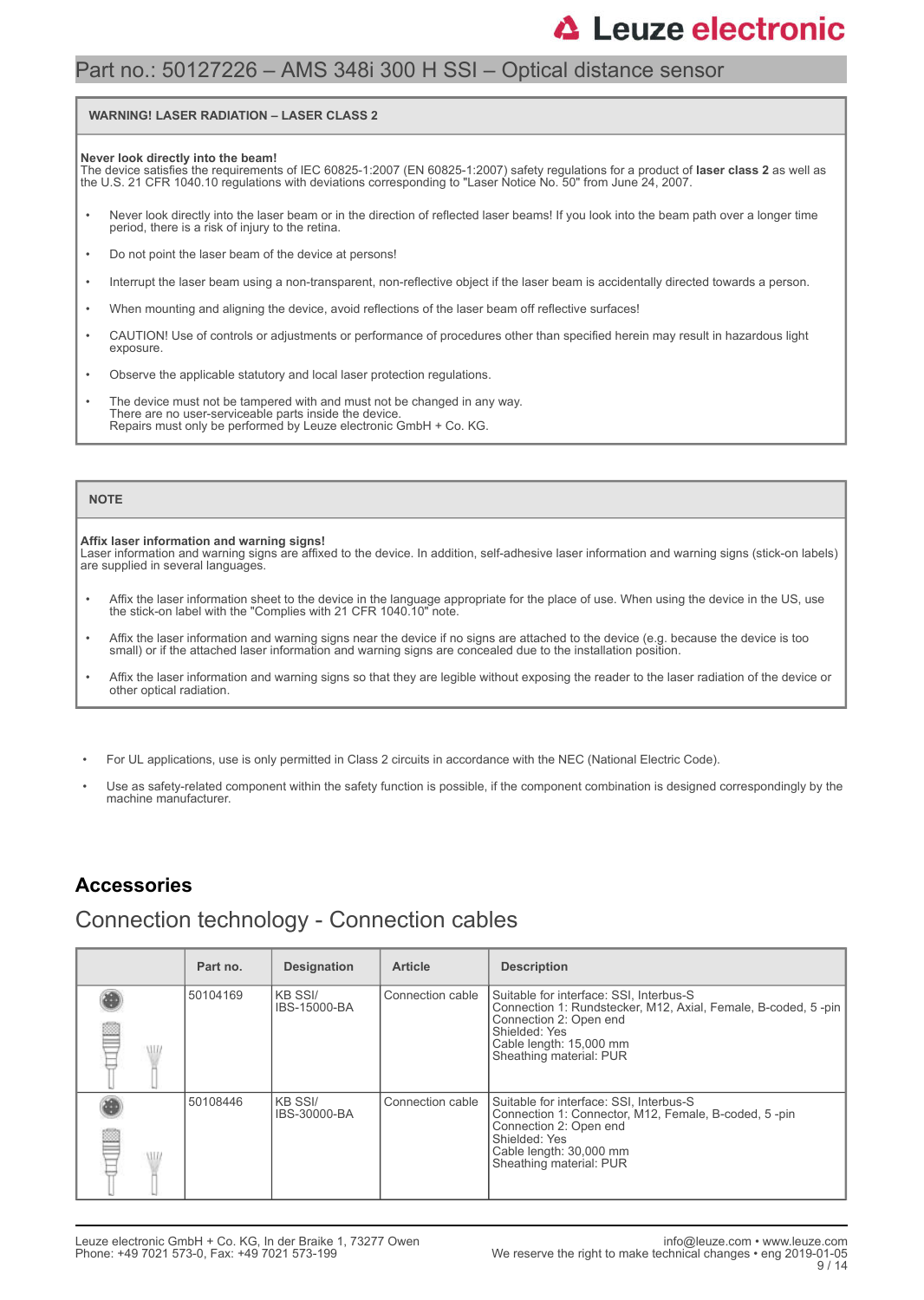Part no.: 50127226 – AMS 348i 300 H SSI – Optical distance sensor

**WARNING! LASER RADIATION – LASER CLASS 2**

**Never look directly into the beam!**
The device satisfies the requirements of IEC 60825-1:2007 (EN 60825-1:2007) safety regulations for a product of **laser class 2** as well as the U.S. 21 CFR 1040.10 regulations with deviations corresponding to "Laser Notice No. 50" from June 24, 2007.

- Never look directly into the laser beam or in the direction of reflected laser beams! If you look into the beam path over a longer time period, there is a risk of injury to the retina.
- Do not point the laser beam of the device at persons!
- Interrupt the laser beam using a non-transparent, non-reflective object if the laser beam is accidentally directed towards a person.
- When mounting and aligning the device, avoid reflections of the laser beam off reflective surfaces!
- CAUTION! Use of controls or adjustments or performance of procedures other than specified herein may result in hazardous light exposure.
- Observe the applicable statutory and local laser protection regulations.
- The device must not be tampered with and must not be changed in any way.
  There are no user-serviceable parts inside the device.
  Repairs must only be performed by Leuze electronic GmbH + Co. KG.

**NOTE**

**Affix laser information and warning signs!**
Laser information and warning signs are affixed to the device. In addition, self-adhesive laser information and warning signs (stick-on labels) are supplied in several languages.

- Affix the laser information sheet to the device in the language appropriate for the place of use. When using the device in the US, use the stick-on label with the "Complies with 21 CFR 1040.10" note.
- Affix the laser information and warning signs near the device if no signs are attached to the device (e.g. because the device is too small) or if the attached laser information and warning signs are concealed due to the installation position.
- Affix the laser information and warning signs so that they are legible without exposing the reader to the laser radiation of the device or other optical radiation.

- For UL applications, use is only permitted in Class 2 circuits in accordance with the NEC (National Electric Code).
- Use as safety-related component within the safety function is possible, if the component combination is designed correspondingly by the machine manufacturer.

## Accessories

### Connection technology - Connection cables

| | Part no. | Designation | Article | Description |
|---|---|---|---|---|
| | 50104169 | KB SSI/ IBS-15000-BA | Connection cable | Suitable for interface: SSI, Interbus-S<br>Connection 1: Rundstecker, M12, Axial, Female, B-coded, 5 -pin<br>Connection 2: Open end<br>Shielded: Yes<br>Cable length: 15,000 mm<br>Sheathing material: PUR |
| | 50108446 | KB SSI/ IBS-30000-BA | Connection cable | Suitable for interface: SSI, Interbus-S<br>Connection 1: Connector, M12, Female, B-coded, 5 -pin<br>Connection 2: Open end<br>Shielded: Yes<br>Cable length: 30,000 mm<br>Sheathing material: PUR |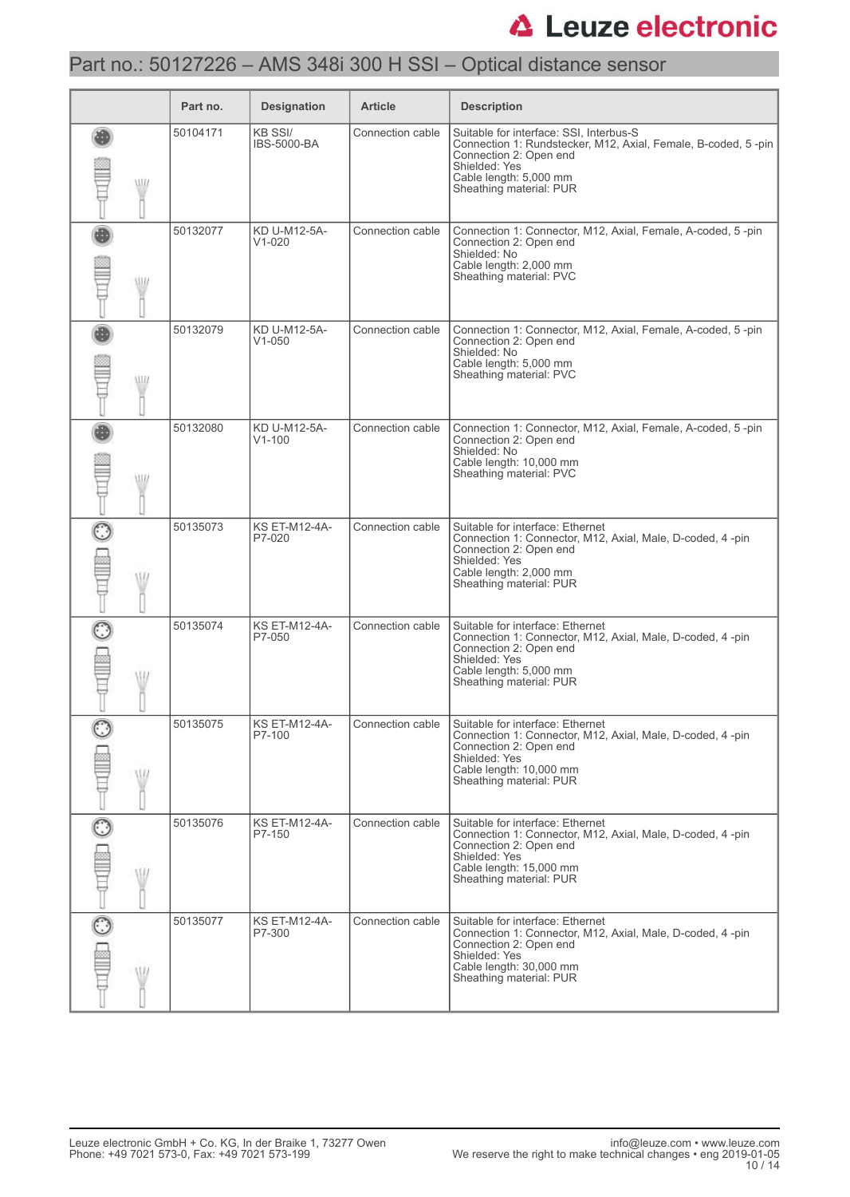# Part no.: 50127226 – AMS 348i 300 H SSI – Optical distance sensor

| | Part no. | Designation | Article | Description |
|---|---|---|---|---|
| | 50104171 | KB SSI/ IBS-5000-BA | Connection cable | Suitable for interface: SSI, Interbus-S<br>Connection 1: Rundstecker, M12, Axial, Female, B-coded, 5 -pin<br>Connection 2: Open end<br>Shielded: Yes<br>Cable length: 5,000 mm<br>Sheathing material: PUR |
| | 50132077 | KD U-M12-5A-V1-020 | Connection cable | Connection 1: Connector, M12, Axial, Female, A-coded, 5 -pin<br>Connection 2: Open end<br>Shielded: No<br>Cable length: 2,000 mm<br>Sheathing material: PVC |
| | 50132079 | KD U-M12-5A-V1-050 | Connection cable | Connection 1: Connector, M12, Axial, Female, A-coded, 5 -pin<br>Connection 2: Open end<br>Shielded: No<br>Cable length: 5,000 mm<br>Sheathing material: PVC |
| | 50132080 | KD U-M12-5A-V1-100 | Connection cable | Connection 1: Connector, M12, Axial, Female, A-coded, 5 -pin<br>Connection 2: Open end<br>Shielded: No<br>Cable length: 10,000 mm<br>Sheathing material: PVC |
| | 50135073 | KS ET-M12-4A-P7-020 | Connection cable | Suitable for interface: Ethernet<br>Connection 1: Connector, M12, Axial, Male, D-coded, 4 -pin<br>Connection 2: Open end<br>Shielded: Yes<br>Cable length: 2,000 mm<br>Sheathing material: PUR |
| | 50135074 | KS ET-M12-4A-P7-050 | Connection cable | Suitable for interface: Ethernet<br>Connection 1: Connector, M12, Axial, Male, D-coded, 4 -pin<br>Connection 2: Open end<br>Shielded: Yes<br>Cable length: 5,000 mm<br>Sheathing material: PUR |
| | 50135075 | KS ET-M12-4A-P7-100 | Connection cable | Suitable for interface: Ethernet<br>Connection 1: Connector, M12, Axial, Male, D-coded, 4 -pin<br>Connection 2: Open end<br>Shielded: Yes<br>Cable length: 10,000 mm<br>Sheathing material: PUR |
| | 50135076 | KS ET-M12-4A-P7-150 | Connection cable | Suitable for interface: Ethernet<br>Connection 1: Connector, M12, Axial, Male, D-coded, 4 -pin<br>Connection 2: Open end<br>Shielded: Yes<br>Cable length: 15,000 mm<br>Sheathing material: PUR |
| | 50135077 | KS ET-M12-4A-P7-300 | Connection cable | Suitable for interface: Ethernet<br>Connection 1: Connector, M12, Axial, Male, D-coded, 4 -pin<br>Connection 2: Open end<br>Shielded: Yes<br>Cable length: 30,000 mm<br>Sheathing material: PUR |

Leuze electronic GmbH + Co. KG, In der Braike 1, 73277 Owen
Phone: +49 7021 573-0, Fax: +49 7021 573-199

info@leuze.com • www.leuze.com
We reserve the right to make technical changes • eng 2019-01-05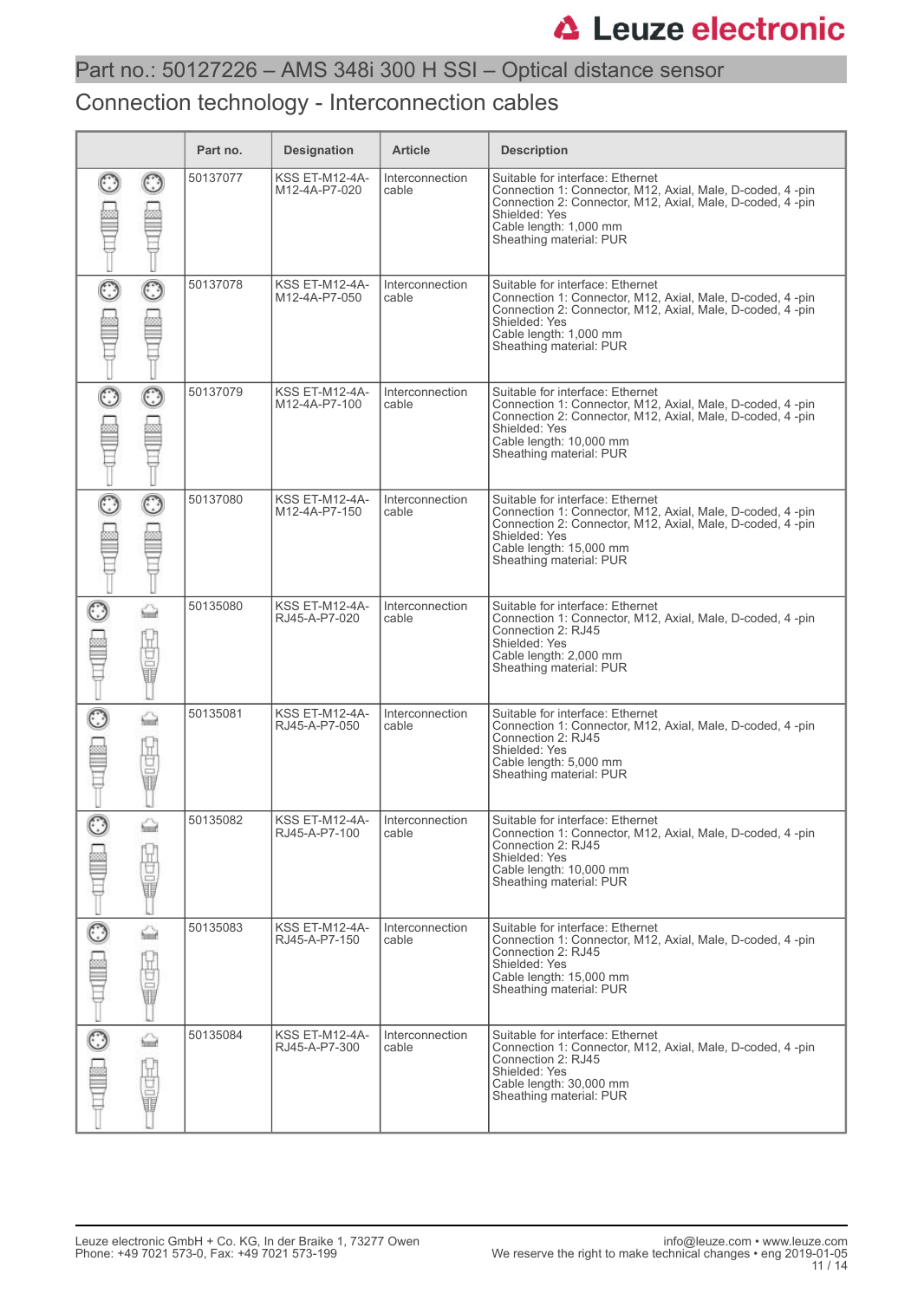Part no.: 50127226 – AMS 348i 300 H SSI – Optical distance sensor

## Connection technology - Interconnection cables

| | Part no. | Designation | Article | Description |
|---|---|---|---|---|
| | 50137077 | KSS ET-M12-4A-M12-4A-P7-020 | Interconnection cable | Suitable for interface: Ethernet<br>Connection 1: Connector, M12, Axial, Male, D-coded, 4 -pin<br>Connection 2: Connector, M12, Axial, Male, D-coded, 4 -pin<br>Shielded: Yes<br>Cable length: 1,000 mm<br>Sheathing material: PUR |
| | 50137078 | KSS ET-M12-4A-M12-4A-P7-050 | Interconnection cable | Suitable for interface: Ethernet<br>Connection 1: Connector, M12, Axial, Male, D-coded, 4 -pin<br>Connection 2: Connector, M12, Axial, Male, D-coded, 4 -pin<br>Shielded: Yes<br>Cable length: 1,000 mm<br>Sheathing material: PUR |
| | 50137079 | KSS ET-M12-4A-M12-4A-P7-100 | Interconnection cable | Suitable for interface: Ethernet<br>Connection 1: Connector, M12, Axial, Male, D-coded, 4 -pin<br>Connection 2: Connector, M12, Axial, Male, D-coded, 4 -pin<br>Shielded: Yes<br>Cable length: 10,000 mm<br>Sheathing material: PUR |
| | 50137080 | KSS ET-M12-4A-M12-4A-P7-150 | Interconnection cable | Suitable for interface: Ethernet<br>Connection 1: Connector, M12, Axial, Male, D-coded, 4 -pin<br>Connection 2: Connector, M12, Axial, Male, D-coded, 4 -pin<br>Shielded: Yes<br>Cable length: 15,000 mm<br>Sheathing material: PUR |
| | 50135080 | KSS ET-M12-4A-RJ45-A-P7-020 | Interconnection cable | Suitable for interface: Ethernet<br>Connection 1: Connector, M12, Axial, Male, D-coded, 4 -pin<br>Connection 2: RJ45<br>Shielded: Yes<br>Cable length: 2,000 mm<br>Sheathing material: PUR |
| | 50135081 | KSS ET-M12-4A-RJ45-A-P7-050 | Interconnection cable | Suitable for interface: Ethernet<br>Connection 1: Connector, M12, Axial, Male, D-coded, 4 -pin<br>Connection 2: RJ45<br>Shielded: Yes<br>Cable length: 5,000 mm<br>Sheathing material: PUR |
| | 50135082 | KSS ET-M12-4A-RJ45-A-P7-100 | Interconnection cable | Suitable for interface: Ethernet<br>Connection 1: Connector, M12, Axial, Male, D-coded, 4 -pin<br>Connection 2: RJ45<br>Shielded: Yes<br>Cable length: 10,000 mm<br>Sheathing material: PUR |
| | 50135083 | KSS ET-M12-4A-RJ45-A-P7-150 | Interconnection cable | Suitable for interface: Ethernet<br>Connection 1: Connector, M12, Axial, Male, D-coded, 4 -pin<br>Connection 2: RJ45<br>Shielded: Yes<br>Cable length: 15,000 mm<br>Sheathing material: PUR |
| | 50135084 | KSS ET-M12-4A-RJ45-A-P7-300 | Interconnection cable | Suitable for interface: Ethernet<br>Connection 1: Connector, M12, Axial, Male, D-coded, 4 -pin<br>Connection 2: RJ45<br>Shielded: Yes<br>Cable length: 30,000 mm<br>Sheathing material: PUR |

Leuze electronic GmbH + Co. KG, In der Braike 1, 73277 Owen
Phone: +49 7021 573-0, Fax: +49 7021 573-199

info@leuze.com • www.leuze.com
We reserve the right to make technical changes • eng 2019-01-05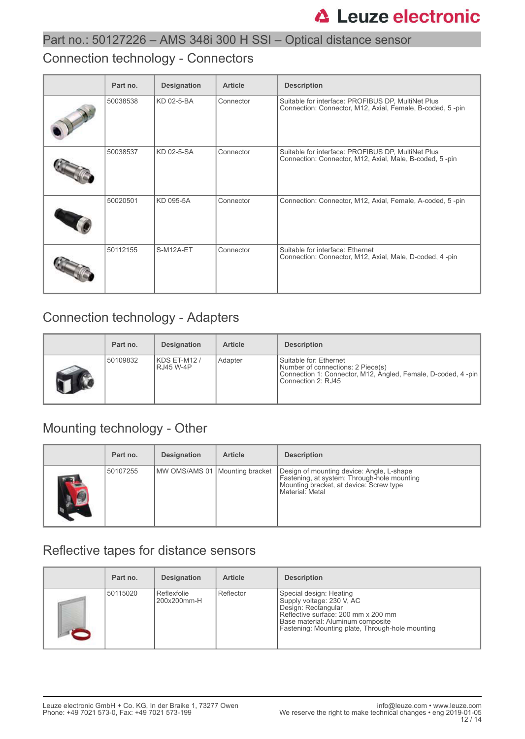## Part no.: 50127226 – AMS 348i 300 H SSI – Optical distance sensor

### Connection technology - Connectors

| | Part no. | Designation | Article | Description |
|---|---|---|---|---|
| | 50038538 | KD 02-5-BA | Connector | Suitable for interface: PROFIBUS DP, MultiNet Plus<br>Connection: Connector, M12, Axial, Female, B-coded, 5 -pin |
| | 50038537 | KD 02-5-SA | Connector | Suitable for interface: PROFIBUS DP, MultiNet Plus<br>Connection: Connector, M12, Axial, Male, B-coded, 5 -pin |
| | 50020501 | KD 095-5A | Connector | Connection: Connector, M12, Axial, Female, A-coded, 5 -pin |
| | 50112155 | S-M12A-ET | Connector | Suitable for interface: Ethernet<br>Connection: Connector, M12, Axial, Male, D-coded, 4 -pin |

### Connection technology - Adapters

| | Part no. | Designation | Article | Description |
|---|---|---|---|---|
| | 50109832 | KDS ET-M12 / RJ45 W-4P | Adapter | Suitable for: Ethernet<br>Number of connections: 2 Piece(s)<br>Connection 1: Connector, M12, Angled, Female, D-coded, 4 -pin<br>Connection 2: RJ45 |

### Mounting technology - Other

| | Part no. | Designation | Article | Description |
|---|---|---|---|---|
| | 50107255 | MW OMS/AMS 01 | Mounting bracket | Design of mounting device: Angle, L-shape<br>Fastening, at system: Through-hole mounting<br>Mounting bracket, at device: Screw type<br>Material: Metal |

### Reflective tapes for distance sensors

| | Part no. | Designation | Article | Description |
|---|---|---|---|---|
| | 50115020 | Reflexfolie 200x200mm-H | Reflector | Special design: Heating<br>Supply voltage: 230 V, AC<br>Design: Rectangular<br>Reflective surface: 200 mm x 200 mm<br>Base material: Aluminum composite<br>Fastening: Mounting plate, Through-hole mounting |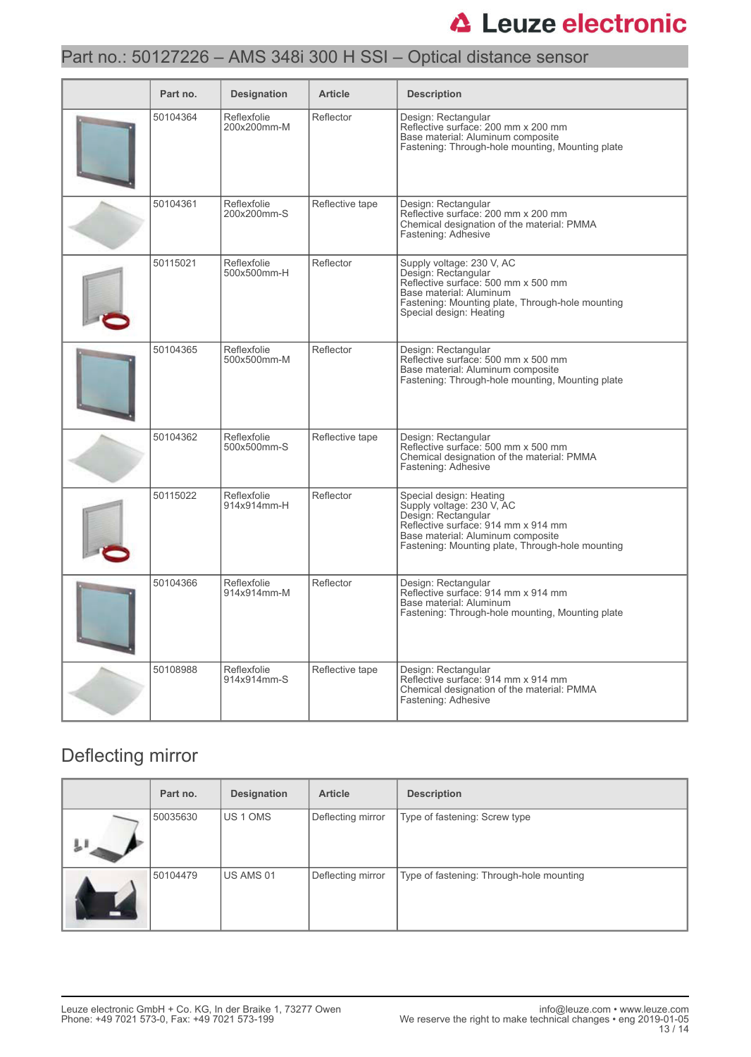# Part no.: 50127226 – AMS 348i 300 H SSI – Optical distance sensor

| | Part no. | Designation | Article | Description |
|---|---|---|---|---|
| | 50104364 | Reflexfolie 200x200mm-M | Reflector | Design: Rectangular<br>Reflective surface: 200 mm x 200 mm<br>Base material: Aluminum composite<br>Fastening: Through-hole mounting, Mounting plate |
| | 50104361 | Reflexfolie 200x200mm-S | Reflective tape | Design: Rectangular<br>Reflective surface: 200 mm x 200 mm<br>Chemical designation of the material: PMMA<br>Fastening: Adhesive |
| | 50115021 | Reflexfolie 500x500mm-H | Reflector | Supply voltage: 230 V, AC<br>Design: Rectangular<br>Reflective surface: 500 mm x 500 mm<br>Base material: Aluminum<br>Fastening: Mounting plate, Through-hole mounting<br>Special design: Heating |
| | 50104365 | Reflexfolie 500x500mm-M | Reflector | Design: Rectangular<br>Reflective surface: 500 mm x 500 mm<br>Base material: Aluminum composite<br>Fastening: Through-hole mounting, Mounting plate |
| | 50104362 | Reflexfolie 500x500mm-S | Reflective tape | Design: Rectangular<br>Reflective surface: 500 mm x 500 mm<br>Chemical designation of the material: PMMA<br>Fastening: Adhesive |
| | 50115022 | Reflexfolie 914x914mm-H | Reflector | Special design: Heating<br>Supply voltage: 230 V, AC<br>Design: Rectangular<br>Reflective surface: 914 mm x 914 mm<br>Base material: Aluminum composite<br>Fastening: Mounting plate, Through-hole mounting |
| | 50104366 | Reflexfolie 914x914mm-M | Reflector | Design: Rectangular<br>Reflective surface: 914 mm x 914 mm<br>Base material: Aluminum<br>Fastening: Through-hole mounting, Mounting plate |
| | 50108988 | Reflexfolie 914x914mm-S | Reflective tape | Design: Rectangular<br>Reflective surface: 914 mm x 914 mm<br>Chemical designation of the material: PMMA<br>Fastening: Adhesive |

## Deflecting mirror

| | Part no. | Designation | Article | Description |
|---|---|---|---|---|
| | 50035630 | US 1 OMS | Deflecting mirror | Type of fastening: Screw type |
| | 50104479 | US AMS 01 | Deflecting mirror | Type of fastening: Through-hole mounting |

Leuze electronic GmbH + Co. KG, In der Braike 1, 73277 Owen
Phone: +49 7021 573-0, Fax: +49 7021 573-199

info@leuze.com • www.leuze.com
We reserve the right to make technical changes • eng 2019-01-05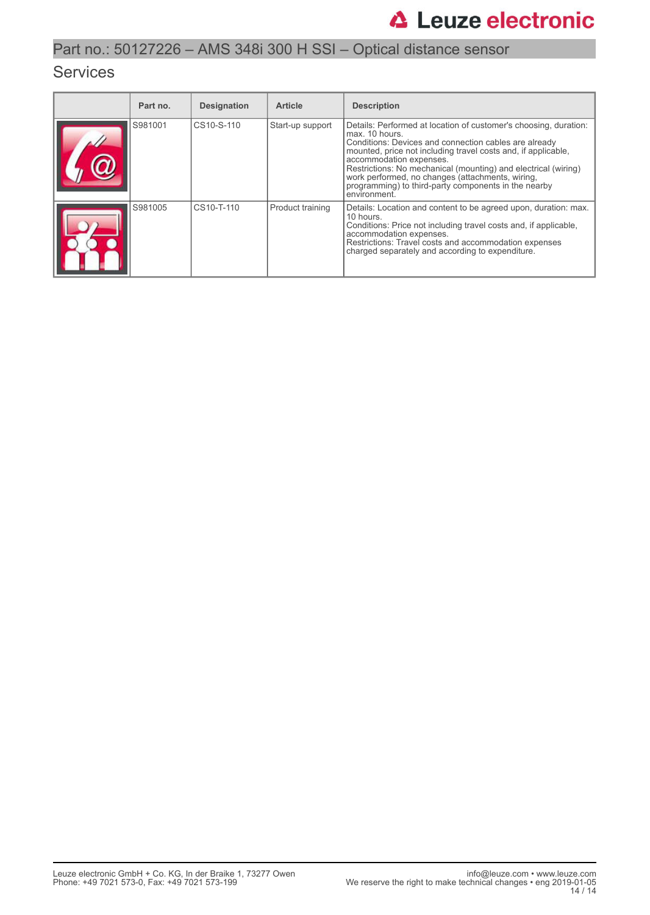## Services

| | Part no. | Designation | Article | Description |
|---|---|---|---|---|
| | S981001 | CS10-S-110 | Start-up support | Details: Performed at location of customer's choosing, duration: max. 10 hours.<br>Conditions: Devices and connection cables are already mounted, price not including travel costs and, if applicable, accommodation expenses.<br>Restrictions: No mechanical (mounting) and electrical (wiring) work performed, no changes (attachments, wiring, programming) to third-party components in the nearby environment. |
| | S981005 | CS10-T-110 | Product training | Details: Location and content to be agreed upon, duration: max. 10 hours.<br>Conditions: Price not including travel costs and, if applicable, accommodation expenses.<br>Restrictions: Travel costs and accommodation expenses charged separately and according to expenditure. |